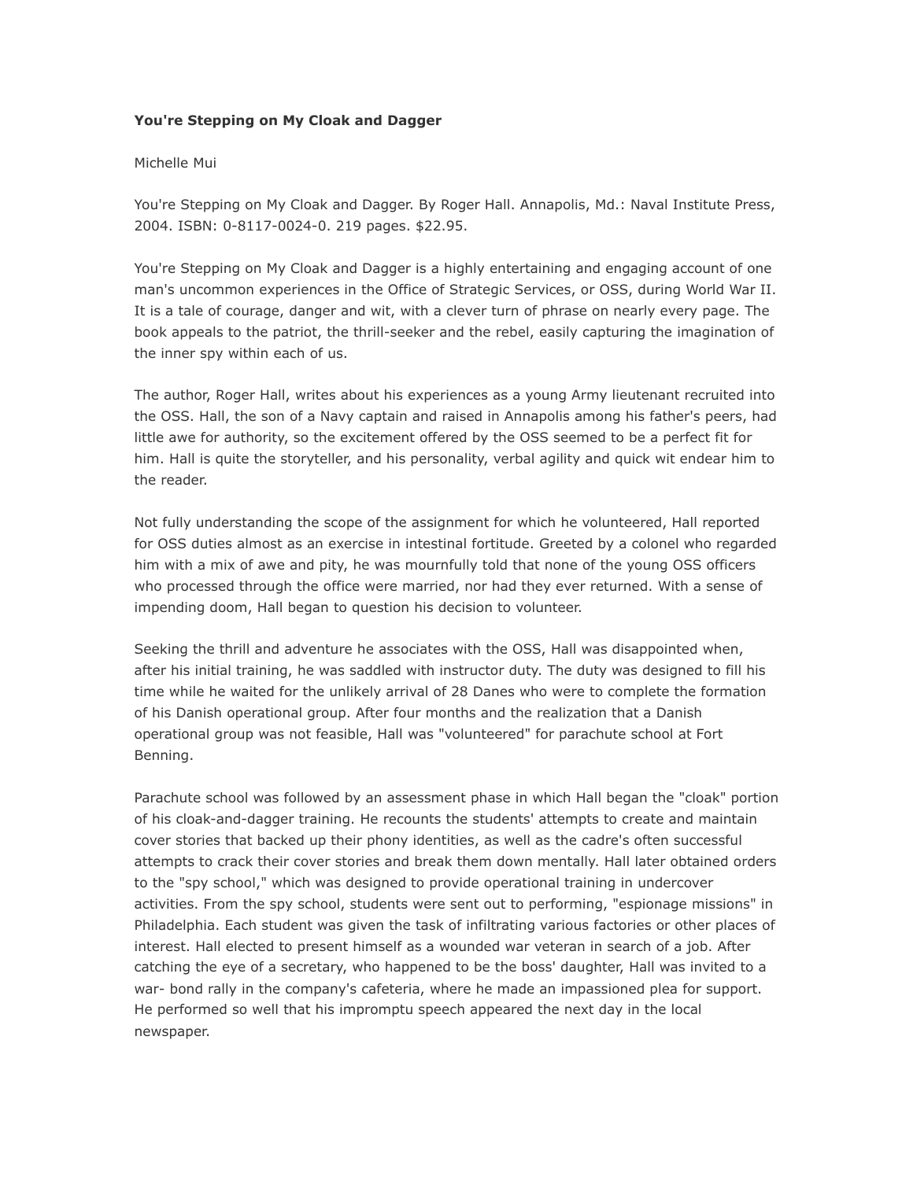**You're Stepping on My Cloak and Dagger**

Michelle Mui

You're Stepping on My Cloak and Dagger. By Roger Hall. Annapolis, Md.: Naval Institute Press, 2004. ISBN: 0-8117-0024-0. 219 pages. $22.95.

You're Stepping on My Cloak and Dagger is a highly entertaining and engaging account of one man's uncommon experiences in the Office of Strategic Services, or OSS, during World War II. It is a tale of courage, danger and wit, with a clever turn of phrase on nearly every page. The book appeals to the patriot, the thrill-seeker and the rebel, easily capturing the imagination of the inner spy within each of us.

The author, Roger Hall, writes about his experiences as a young Army lieutenant recruited into the OSS. Hall, the son of a Navy captain and raised in Annapolis among his father's peers, had little awe for authority, so the excitement offered by the OSS seemed to be a perfect fit for him. Hall is quite the storyteller, and his personality, verbal agility and quick wit endear him to the reader.

Not fully understanding the scope of the assignment for which he volunteered, Hall reported for OSS duties almost as an exercise in intestinal fortitude. Greeted by a colonel who regarded him with a mix of awe and pity, he was mournfully told that none of the young OSS officers who processed through the office were married, nor had they ever returned. With a sense of impending doom, Hall began to question his decision to volunteer.

Seeking the thrill and adventure he associates with the OSS, Hall was disappointed when, after his initial training, he was saddled with instructor duty. The duty was designed to fill his time while he waited for the unlikely arrival of 28 Danes who were to complete the formation of his Danish operational group. After four months and the realization that a Danish operational group was not feasible, Hall was "volunteered" for parachute school at Fort Benning.

Parachute school was followed by an assessment phase in which Hall began the "cloak" portion of his cloak-and-dagger training. He recounts the students' attempts to create and maintain cover stories that backed up their phony identities, as well as the cadre's often successful attempts to crack their cover stories and break them down mentally. Hall later obtained orders to the "spy school," which was designed to provide operational training in undercover activities. From the spy school, students were sent out to performing, "espionage missions" in Philadelphia. Each student was given the task of infiltrating various factories or other places of interest. Hall elected to present himself as a wounded war veteran in search of a job. After catching the eye of a secretary, who happened to be the boss' daughter, Hall was invited to a war- bond rally in the company's cafeteria, where he made an impassioned plea for support. He performed so well that his impromptu speech appeared the next day in the local newspaper.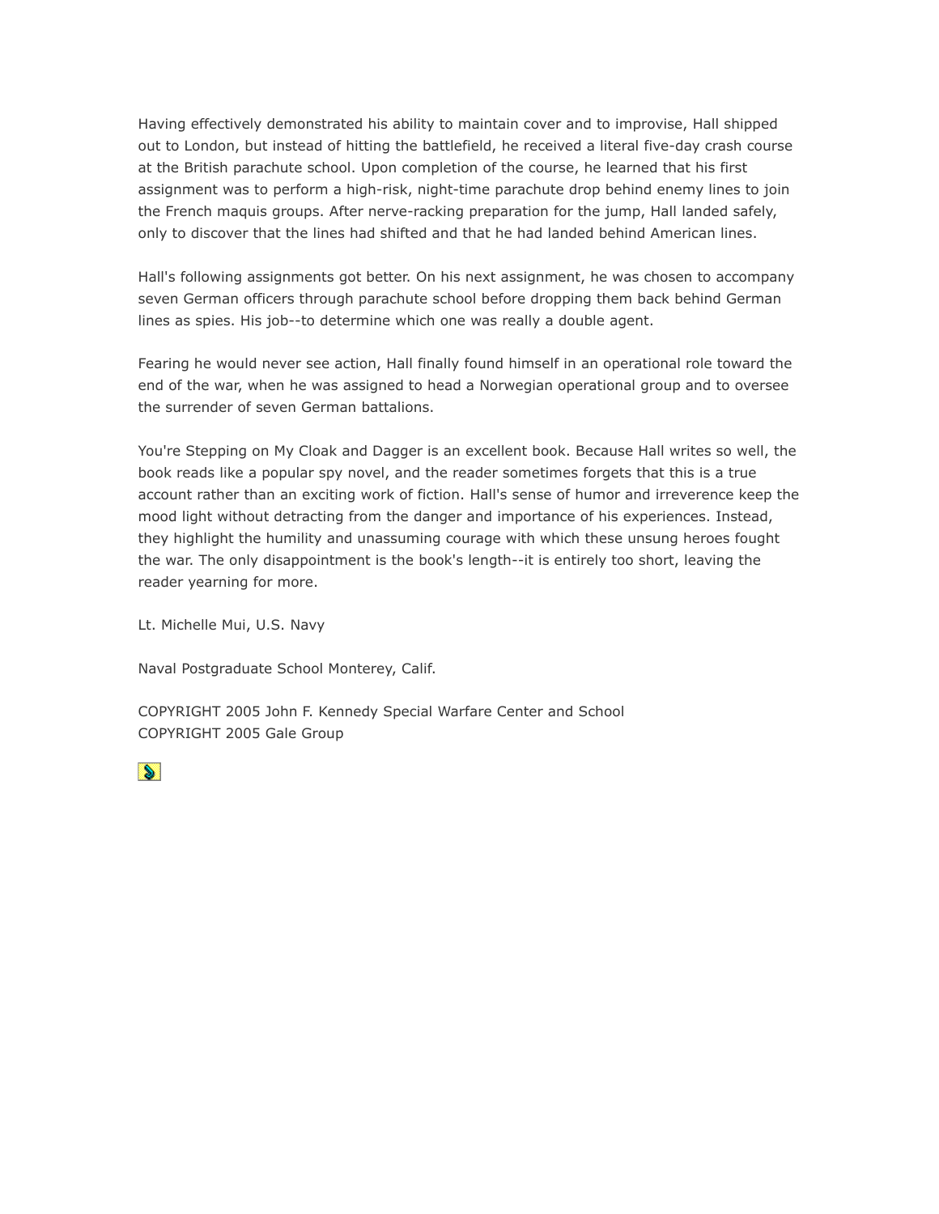Having effectively demonstrated his ability to maintain cover and to improvise, Hall shipped out to London, but instead of hitting the battlefield, he received a literal five-day crash course at the British parachute school. Upon completion of the course, he learned that his first assignment was to perform a high-risk, night-time parachute drop behind enemy lines to join the French maquis groups. After nerve-racking preparation for the jump, Hall landed safely, only to discover that the lines had shifted and that he had landed behind American lines.

Hall's following assignments got better. On his next assignment, he was chosen to accompany seven German officers through parachute school before dropping them back behind German lines as spies. His job--to determine which one was really a double agent.

Fearing he would never see action, Hall finally found himself in an operational role toward the end of the war, when he was assigned to head a Norwegian operational group and to oversee the surrender of seven German battalions.

You're Stepping on My Cloak and Dagger is an excellent book. Because Hall writes so well, the book reads like a popular spy novel, and the reader sometimes forgets that this is a true account rather than an exciting work of fiction. Hall's sense of humor and irreverence keep the mood light without detracting from the danger and importance of his experiences. Instead, they highlight the humility and unassuming courage with which these unsung heroes fought the war. The only disappointment is the book's length--it is entirely too short, leaving the reader yearning for more.

Lt. Michelle Mui, U.S. Navy

Naval Postgraduate School Monterey, Calif.

COPYRIGHT 2005 John F. Kennedy Special Warfare Center and School
COPYRIGHT 2005 Gale Group